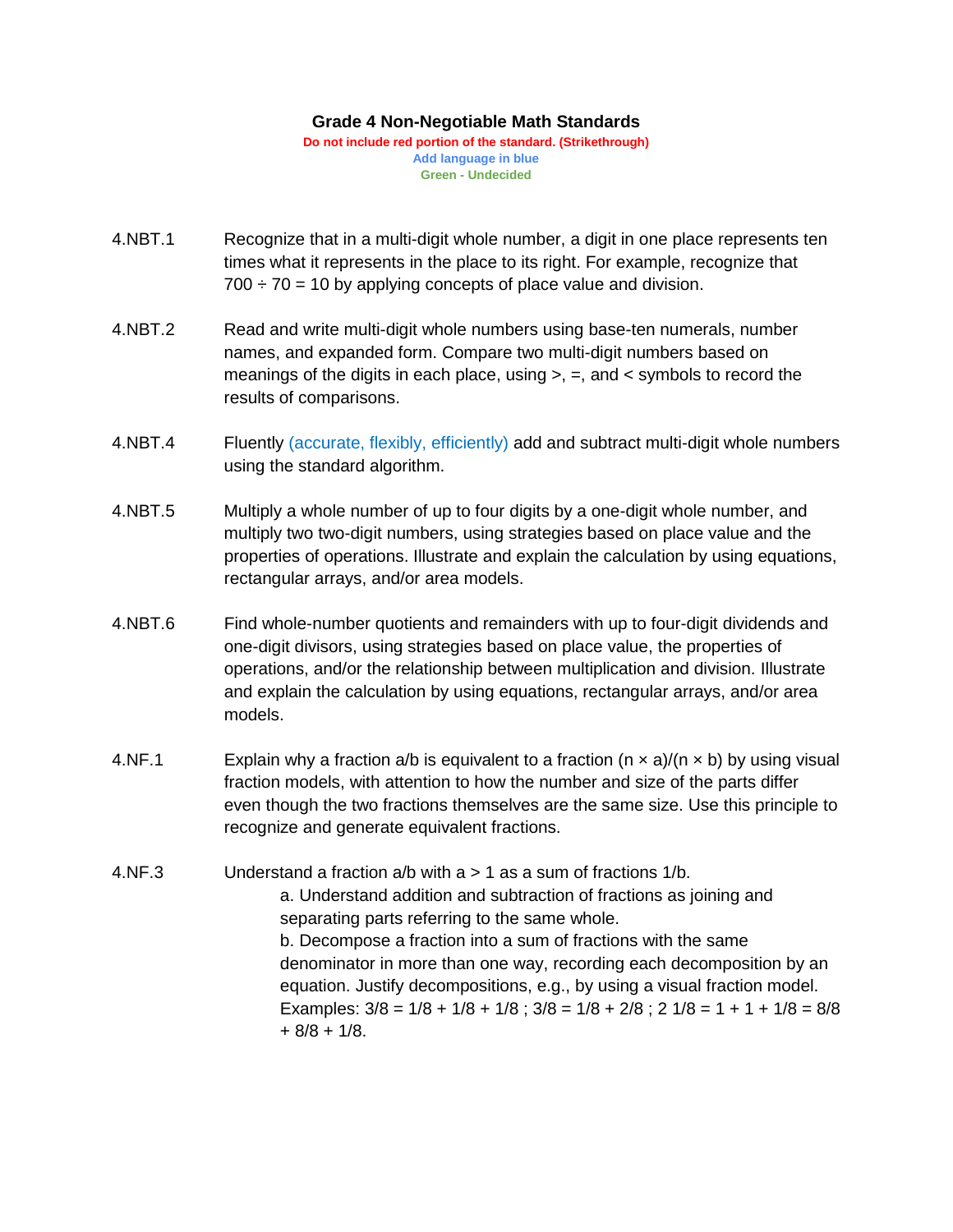# Grade 4 Non-Negotiable Math Standards

**Do not include red portion of the standard. (Strikethrough)**
**Add language in blue**
**Green - Undecided**

4.NBT.1 Recognize that in a multi-digit whole number, a digit in one place represents ten times what it represents in the place to its right. For example, recognize that $700 \div 70 = 10$ by applying concepts of place value and division.

4.NBT.2 Read and write multi-digit whole numbers using base-ten numerals, number names, and expanded form. Compare two multi-digit numbers based on meanings of the digits in each place, using $>$, $=$, and $<$ symbols to record the results of comparisons.

4.NBT.4 Fluently (accurate, flexibly, efficiently) add and subtract multi-digit whole numbers using the standard algorithm.

4.NBT.5 Multiply a whole number of up to four digits by a one-digit whole number, and multiply two two-digit numbers, using strategies based on place value and the properties of operations. Illustrate and explain the calculation by using equations, rectangular arrays, and/or area models.

4.NBT.6 Find whole-number quotients and remainders with up to four-digit dividends and one-digit divisors, using strategies based on place value, the properties of operations, and/or the relationship between multiplication and division. Illustrate and explain the calculation by using equations, rectangular arrays, and/or area models.

4.NF.1 Explain why a fraction $a/b$ is equivalent to a fraction $(n \times a)/(n \times b)$ by using visual fraction models, with attention to how the number and size of the parts differ even though the two fractions themselves are the same size. Use this principle to recognize and generate equivalent fractions.

4.NF.3 Understand a fraction $a/b$ with $a > 1$ as a sum of fractions $1/b$.

a. Understand addition and subtraction of fractions as joining and separating parts referring to the same whole.

b. Decompose a fraction into a sum of fractions with the same denominator in more than one way, recording each decomposition by an equation. Justify decompositions, e.g., by using a visual fraction model. Examples: $3/8 = 1/8 + 1/8 + 1/8$ ; $3/8 = 1/8 + 2/8$ ; $2\ 1/8 = 1 + 1 + 1/8 = 8/8 + 8/8 + 1/8$.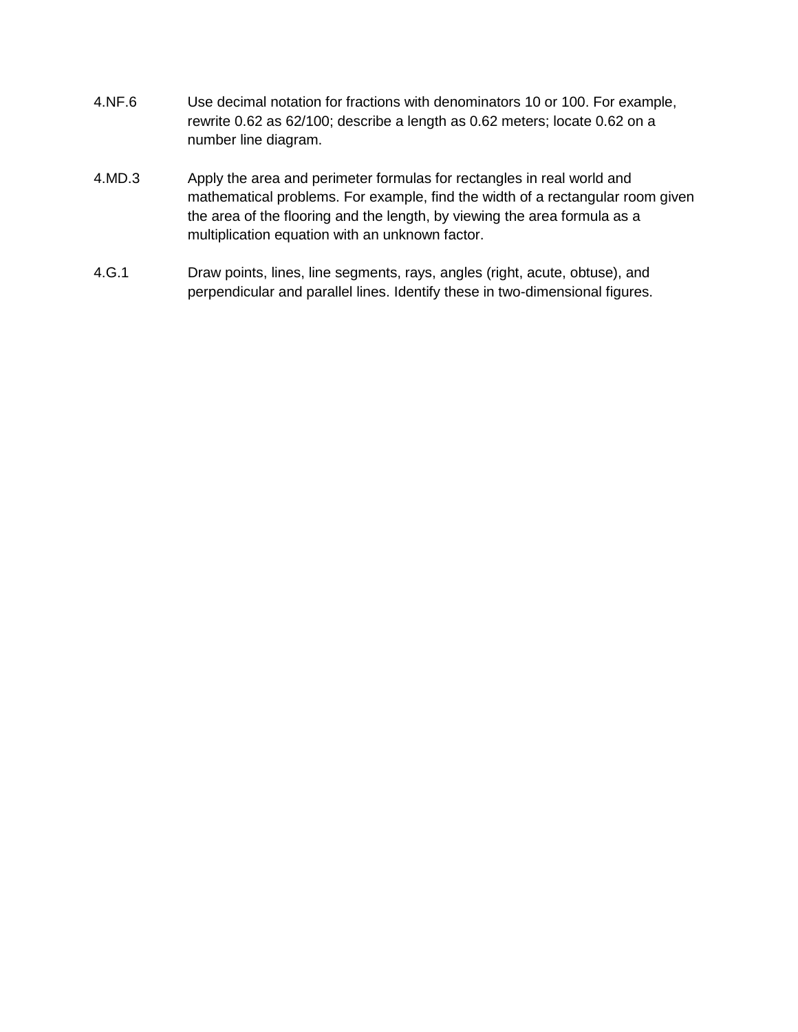4.NF.6 Use decimal notation for fractions with denominators 10 or 100. For example, rewrite 0.62 as 62/100; describe a length as 0.62 meters; locate 0.62 on a number line diagram.

4.MD.3 Apply the area and perimeter formulas for rectangles in real world and mathematical problems. For example, find the width of a rectangular room given the area of the flooring and the length, by viewing the area formula as a multiplication equation with an unknown factor.

4.G.1 Draw points, lines, line segments, rays, angles (right, acute, obtuse), and perpendicular and parallel lines. Identify these in two-dimensional figures.